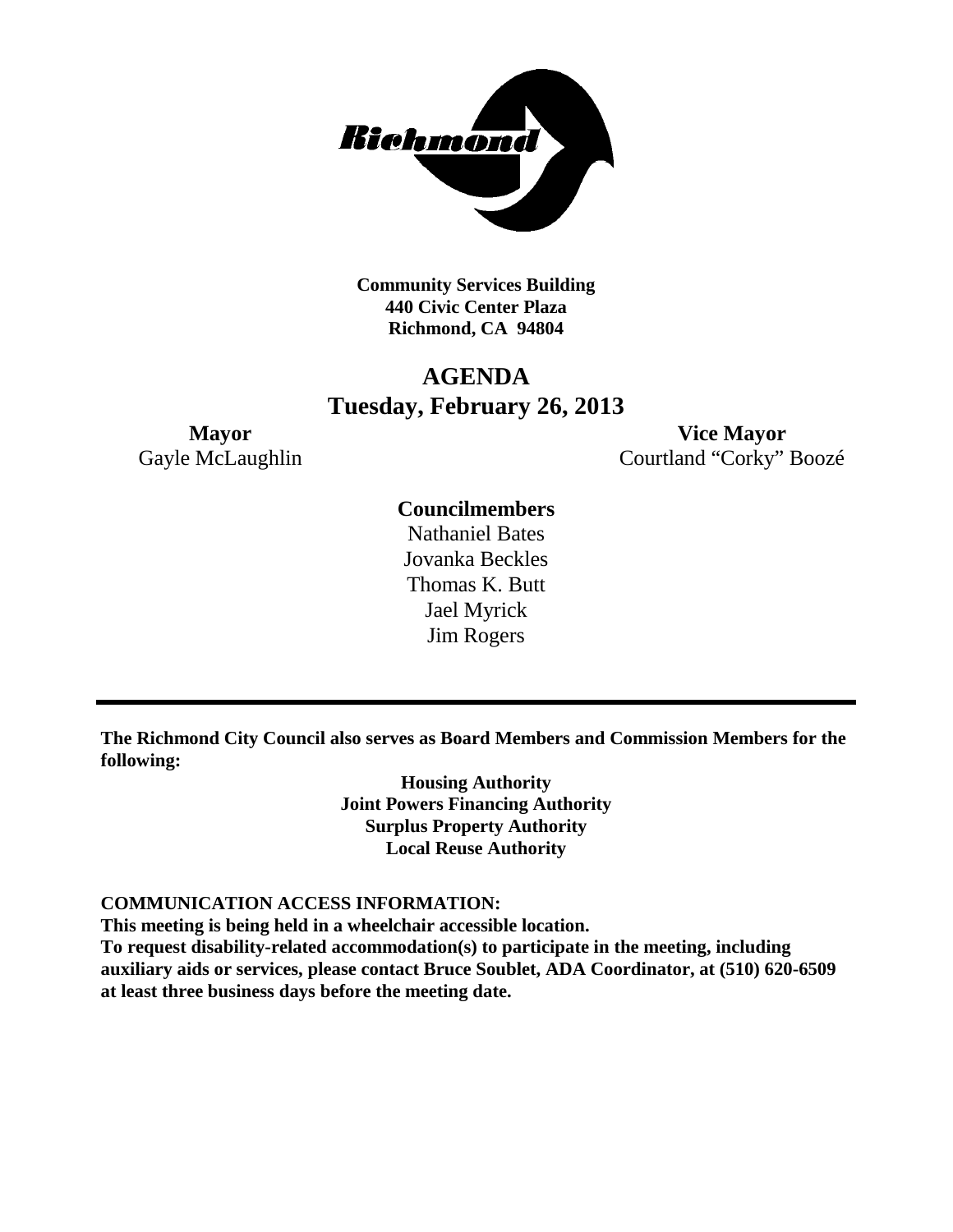**Community Services Building**
**440 Civic Center Plaza**
**Richmond, CA 94804**

# AGENDA
## Tuesday, February 26, 2013

**Mayor**
Gayle McLaughlin

**Vice Mayor**
Courtland "Corky" Boozé

**Councilmembers**
Nathaniel Bates
Jovanka Beckles
Thomas K. Butt
Jael Myrick
Jim Rogers

---

**The Richmond City Council also serves as Board Members and Commission Members for the following:**

**Housing Authority**
**Joint Powers Financing Authority**
**Surplus Property Authority**
**Local Reuse Authority**

**COMMUNICATION ACCESS INFORMATION:**
**This meeting is being held in a wheelchair accessible location.**
**To request disability-related accommodation(s) to participate in the meeting, including auxiliary aids or services, please contact Bruce Soublet, ADA Coordinator, at (510) 620-6509 at least three business days before the meeting date.**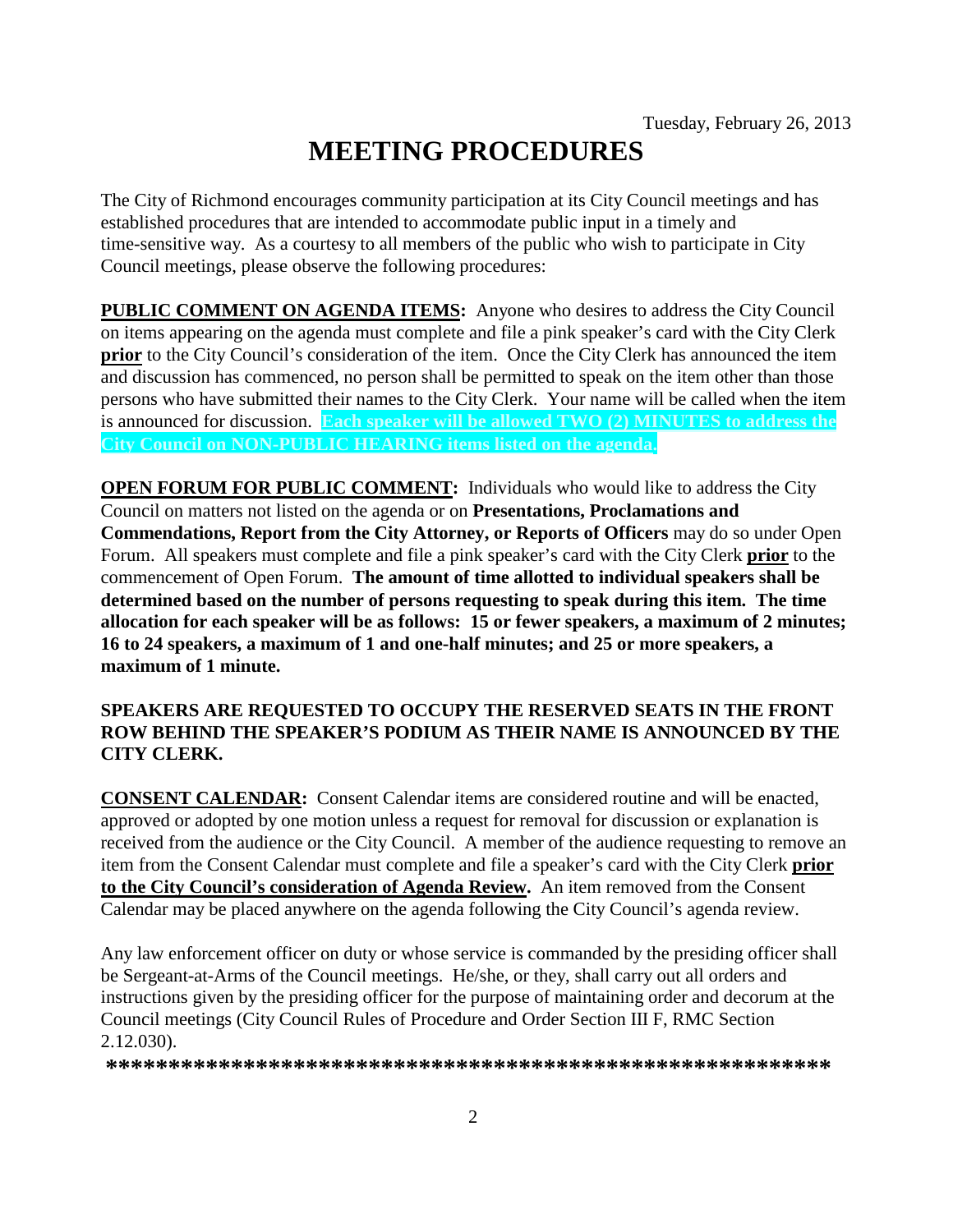Tuesday, February 26, 2013

# MEETING PROCEDURES

The City of Richmond encourages community participation at its City Council meetings and has established procedures that are intended to accommodate public input in a timely and time-sensitive way. As a courtesy to all members of the public who wish to participate in City Council meetings, please observe the following procedures:

**PUBLIC COMMENT ON AGENDA ITEMS:** Anyone who desires to address the City Council on items appearing on the agenda must complete and file a pink speaker's card with the City Clerk **prior** to the City Council's consideration of the item. Once the City Clerk has announced the item and discussion has commenced, no person shall be permitted to speak on the item other than those persons who have submitted their names to the City Clerk. Your name will be called when the item is announced for discussion. **Each speaker will be allowed TWO (2) MINUTES to address the City Council on NON-PUBLIC HEARING items listed on the agenda.**

**OPEN FORUM FOR PUBLIC COMMENT:** Individuals who would like to address the City Council on matters not listed on the agenda or on **Presentations, Proclamations and Commendations, Report from the City Attorney, or Reports of Officers** may do so under Open Forum. All speakers must complete and file a pink speaker's card with the City Clerk **prior** to the commencement of Open Forum. **The amount of time allotted to individual speakers shall be determined based on the number of persons requesting to speak during this item. The time allocation for each speaker will be as follows: 15 or fewer speakers, a maximum of 2 minutes; 16 to 24 speakers, a maximum of 1 and one-half minutes; and 25 or more speakers, a maximum of 1 minute.**

**SPEAKERS ARE REQUESTED TO OCCUPY THE RESERVED SEATS IN THE FRONT ROW BEHIND THE SPEAKER'S PODIUM AS THEIR NAME IS ANNOUNCED BY THE CITY CLERK.**

**CONSENT CALENDAR:** Consent Calendar items are considered routine and will be enacted, approved or adopted by one motion unless a request for removal for discussion or explanation is received from the audience or the City Council. A member of the audience requesting to remove an item from the Consent Calendar must complete and file a speaker's card with the City Clerk **prior to the City Council's consideration of Agenda Review.** An item removed from the Consent Calendar may be placed anywhere on the agenda following the City Council's agenda review.

Any law enforcement officer on duty or whose service is commanded by the presiding officer shall be Sergeant-at-Arms of the Council meetings. He/she, or they, shall carry out all orders and instructions given by the presiding officer for the purpose of maintaining order and decorum at the Council meetings (City Council Rules of Procedure and Order Section III F, RMC Section 2.12.030).

**************************************************************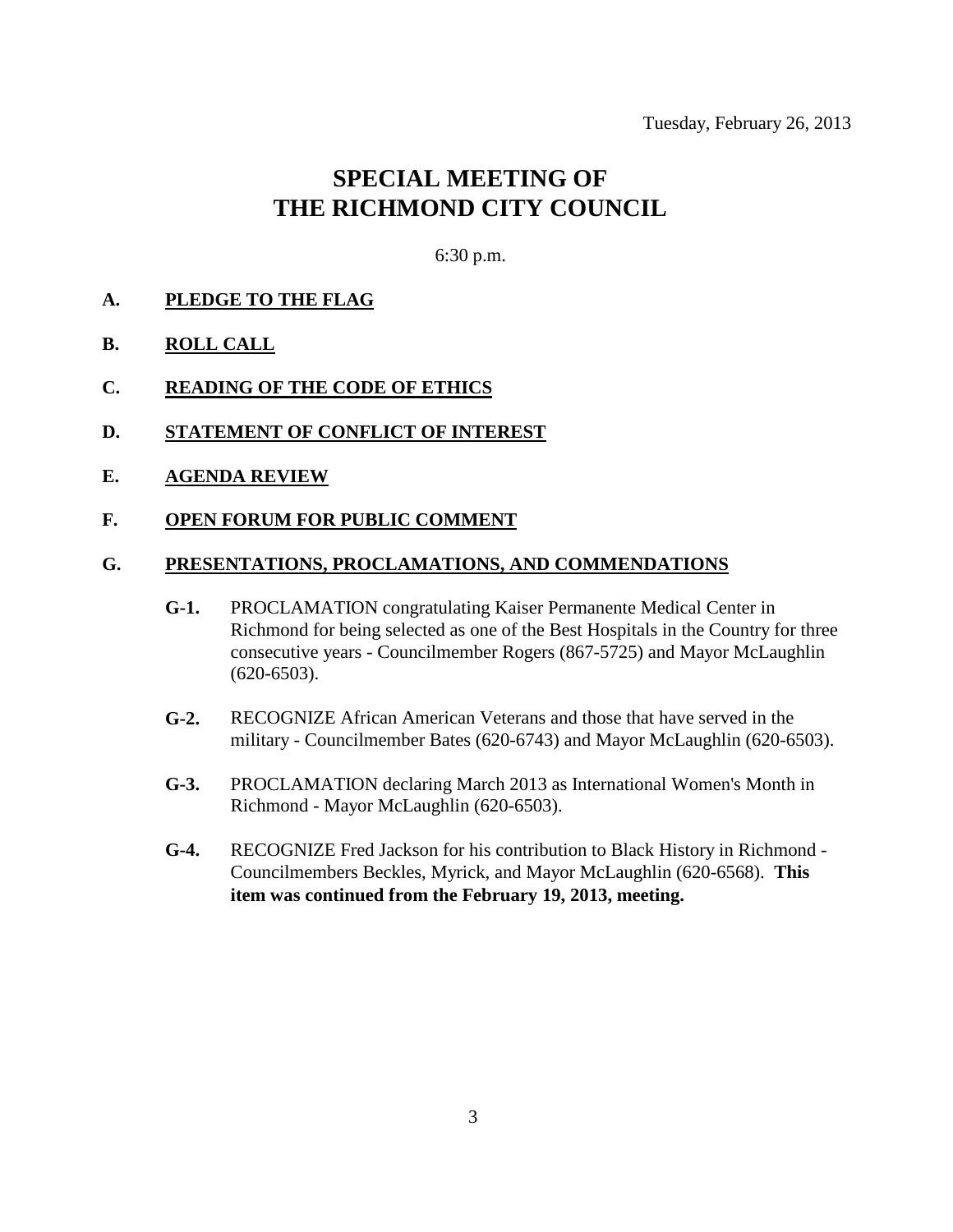Tuesday, February 26, 2013

# SPECIAL MEETING OF THE RICHMOND CITY COUNCIL

6:30 p.m.

**A. PLEDGE TO THE FLAG**

**B. ROLL CALL**

**C. READING OF THE CODE OF ETHICS**

**D. STATEMENT OF CONFLICT OF INTEREST**

**E. AGENDA REVIEW**

**F. OPEN FORUM FOR PUBLIC COMMENT**

**G. PRESENTATIONS, PROCLAMATIONS, AND COMMENDATIONS**

**G-1.** PROCLAMATION congratulating Kaiser Permanente Medical Center in Richmond for being selected as one of the Best Hospitals in the Country for three consecutive years - Councilmember Rogers (867-5725) and Mayor McLaughlin (620-6503).

**G-2.** RECOGNIZE African American Veterans and those that have served in the military - Councilmember Bates (620-6743) and Mayor McLaughlin (620-6503).

**G-3.** PROCLAMATION declaring March 2013 as International Women's Month in Richmond - Mayor McLaughlin (620-6503).

**G-4.** RECOGNIZE Fred Jackson for his contribution to Black History in Richmond - Councilmembers Beckles, Myrick, and Mayor McLaughlin (620-6568). **This item was continued from the February 19, 2013, meeting.**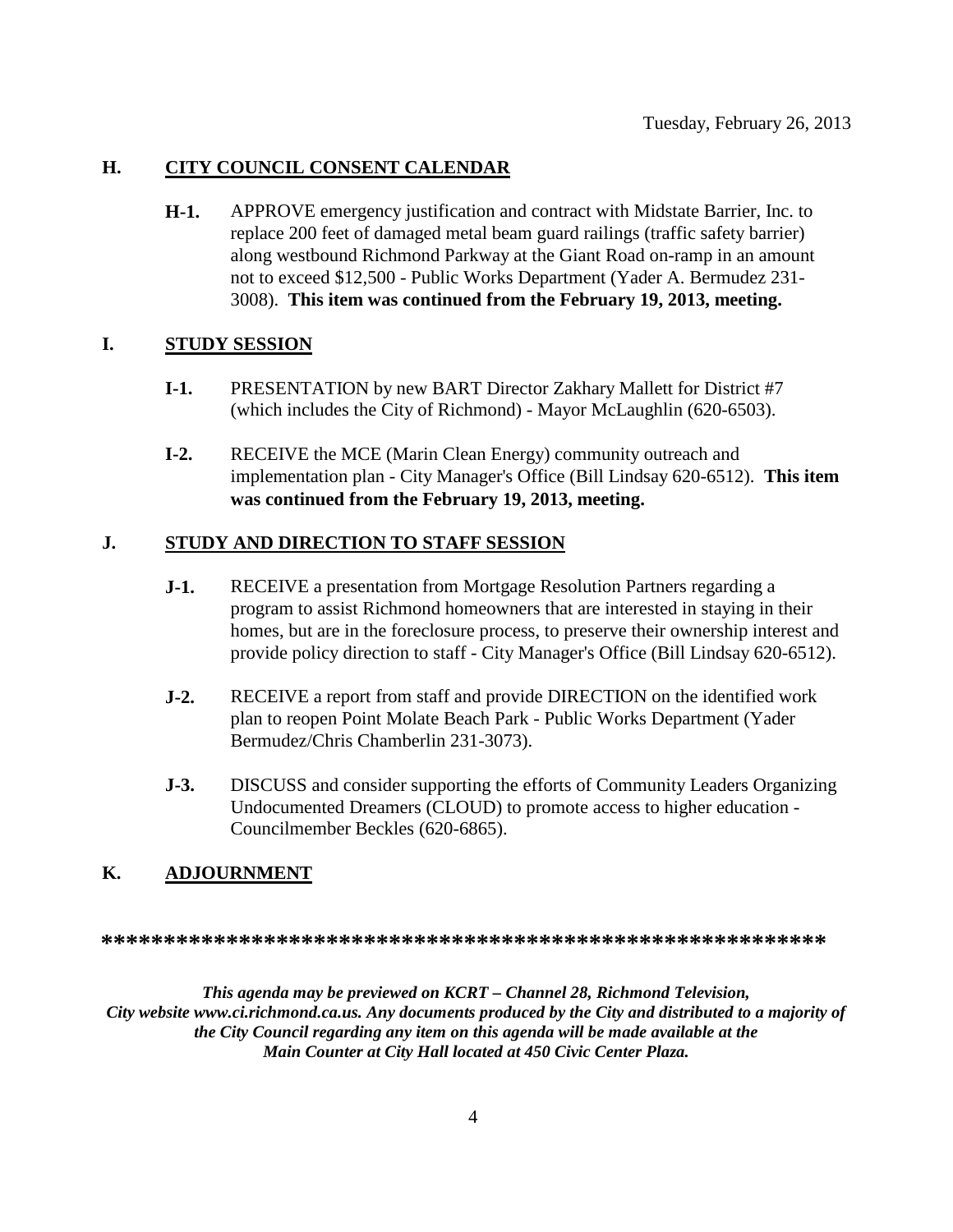Tuesday, February 26, 2013

## H. CITY COUNCIL CONSENT CALENDAR

**H-1.** APPROVE emergency justification and contract with Midstate Barrier, Inc. to replace 200 feet of damaged metal beam guard railings (traffic safety barrier) along westbound Richmond Parkway at the Giant Road on-ramp in an amount not to exceed $12,500 - Public Works Department (Yader A. Bermudez 231-3008). **This item was continued from the February 19, 2013, meeting.**

## I. STUDY SESSION

**I-1.** PRESENTATION by new BART Director Zakhary Mallett for District #7 (which includes the City of Richmond) - Mayor McLaughlin (620-6503).

**I-2.** RECEIVE the MCE (Marin Clean Energy) community outreach and implementation plan - City Manager's Office (Bill Lindsay 620-6512). **This item was continued from the February 19, 2013, meeting.**

## J. STUDY AND DIRECTION TO STAFF SESSION

**J-1.** RECEIVE a presentation from Mortgage Resolution Partners regarding a program to assist Richmond homeowners that are interested in staying in their homes, but are in the foreclosure process, to preserve their ownership interest and provide policy direction to staff - City Manager's Office (Bill Lindsay 620-6512).

**J-2.** RECEIVE a report from staff and provide DIRECTION on the identified work plan to reopen Point Molate Beach Park - Public Works Department (Yader Bermudez/Chris Chamberlin 231-3073).

**J-3.** DISCUSS and consider supporting the efforts of Community Leaders Organizing Undocumented Dreamers (CLOUD) to promote access to higher education - Councilmember Beckles (620-6865).

## K. ADJOURNMENT

**********************************************************

***This agenda may be previewed on KCRT – Channel 28, Richmond Television, City website www.ci.richmond.ca.us. Any documents produced by the City and distributed to a majority of the City Council regarding any item on this agenda will be made available at the Main Counter at City Hall located at 450 Civic Center Plaza.***